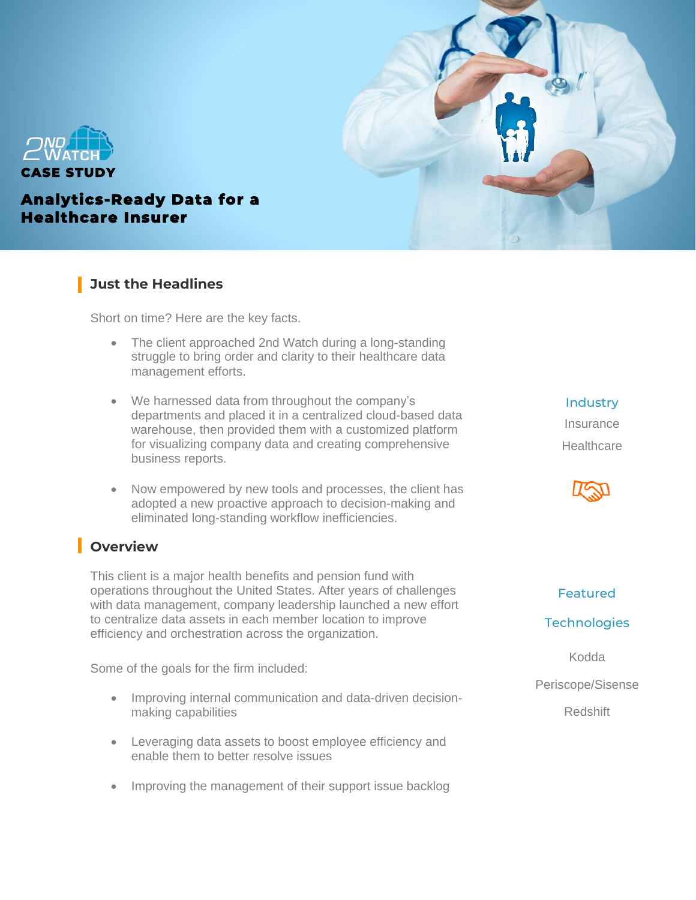2ND WATCH

CASE STUDY

# Analytics-Ready Data for a Healthcare Insurer

## Just the Headlines

Short on time? Here are the key facts.

- The client approached 2nd Watch during a long-standing struggle to bring order and clarity to their healthcare data management efforts.
- We harnessed data from throughout the company's departments and placed it in a centralized cloud-based data warehouse, then provided them with a customized platform for visualizing company data and creating comprehensive business reports.
- Now empowered by new tools and processes, the client has adopted a new proactive approach to decision-making and eliminated long-standing workflow inefficiencies.

**Industry**

Insurance

Healthcare

**Featured Technologies**

Kodda

Periscope/Sisense

Redshift

## Overview

This client is a major health benefits and pension fund with operations throughout the United States. After years of challenges with data management, company leadership launched a new effort to centralize data assets in each member location to improve efficiency and orchestration across the organization.

Some of the goals for the firm included:

- Improving internal communication and data-driven decision-making capabilities
- Leveraging data assets to boost employee efficiency and enable them to better resolve issues
- Improving the management of their support issue backlog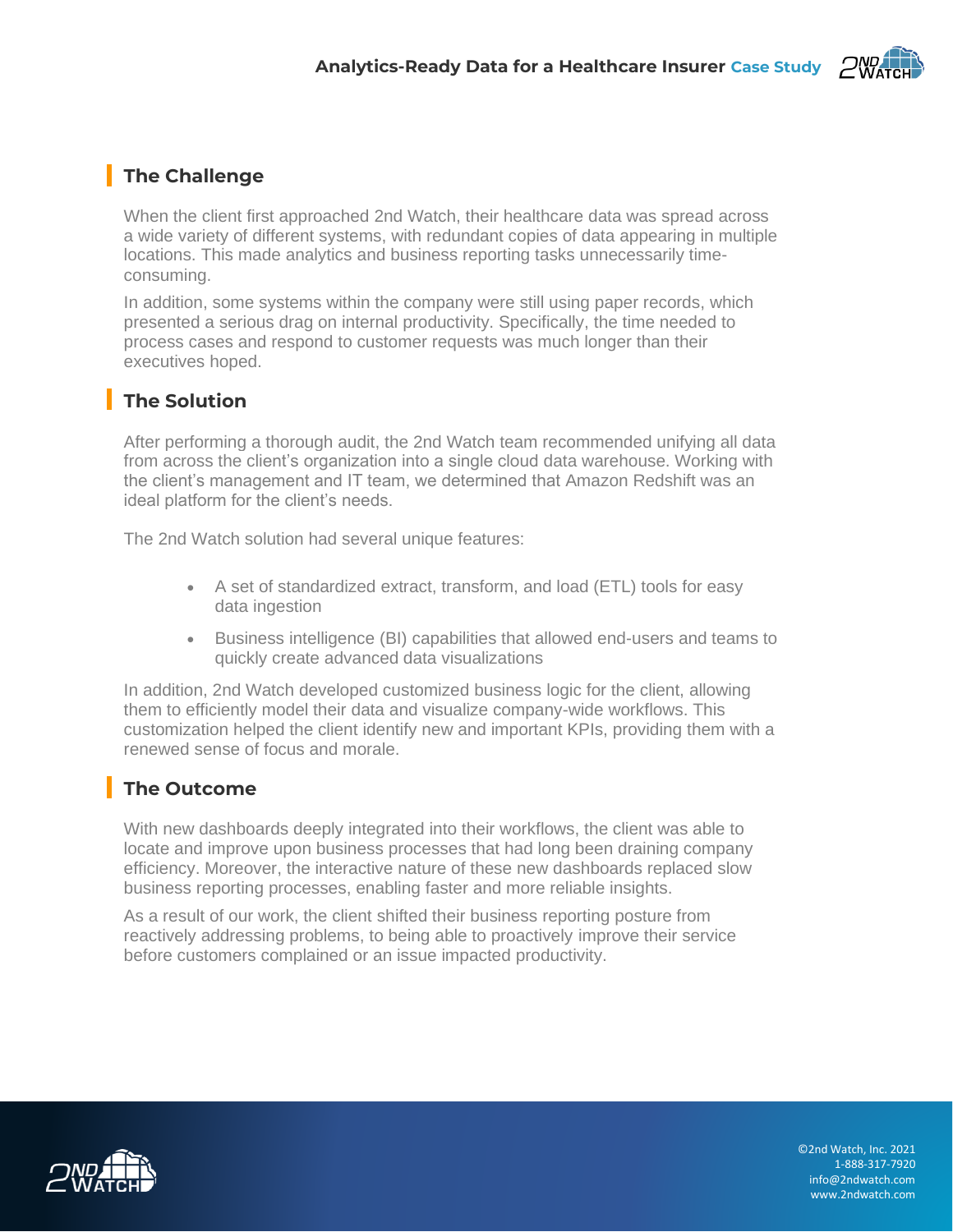## The Challenge

When the client first approached 2nd Watch, their healthcare data was spread across a wide variety of different systems, with redundant copies of data appearing in multiple locations. This made analytics and business reporting tasks unnecessarily time-consuming.

In addition, some systems within the company were still using paper records, which presented a serious drag on internal productivity. Specifically, the time needed to process cases and respond to customer requests was much longer than their executives hoped.

## The Solution

After performing a thorough audit, the 2nd Watch team recommended unifying all data from across the client's organization into a single cloud data warehouse. Working with the client's management and IT team, we determined that Amazon Redshift was an ideal platform for the client's needs.

The 2nd Watch solution had several unique features:

- A set of standardized extract, transform, and load (ETL) tools for easy data ingestion
- Business intelligence (BI) capabilities that allowed end-users and teams to quickly create advanced data visualizations

In addition, 2nd Watch developed customized business logic for the client, allowing them to efficiently model their data and visualize company-wide workflows. This customization helped the client identify new and important KPIs, providing them with a renewed sense of focus and morale.

## The Outcome

With new dashboards deeply integrated into their workflows, the client was able to locate and improve upon business processes that had long been draining company efficiency. Moreover, the interactive nature of these new dashboards replaced slow business reporting processes, enabling faster and more reliable insights.

As a result of our work, the client shifted their business reporting posture from reactively addressing problems, to being able to proactively improve their service before customers complained or an issue impacted productivity.

©2nd Watch, Inc. 2021
1-888-317-7920
info@2ndwatch.com
www.2ndwatch.com